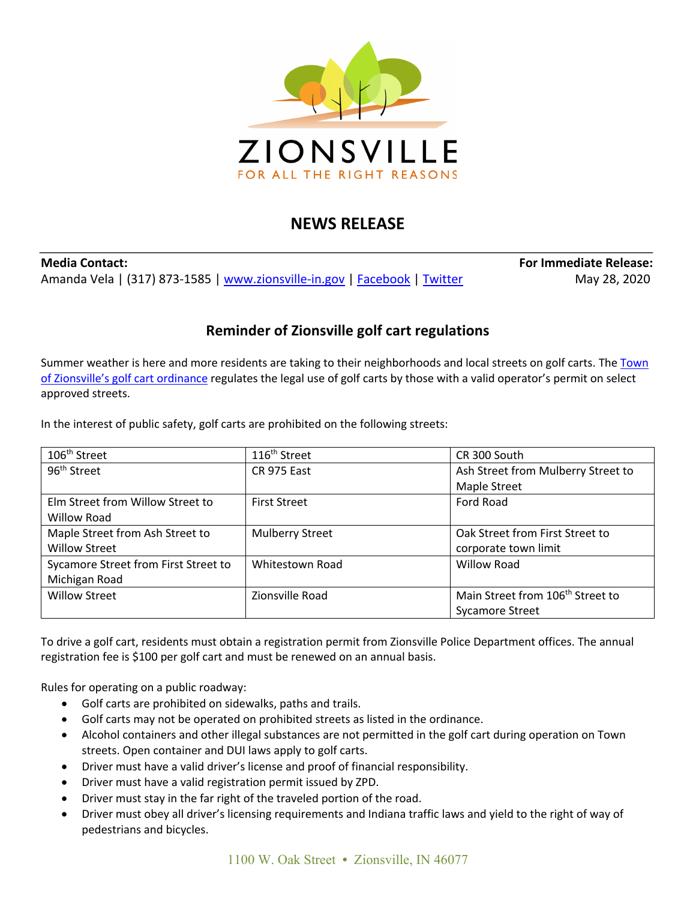ZIONSVILLE

FOR ALL THE RIGHT REASONS

# NEWS RELEASE

**Media Contact:**
Amanda Vela | (317) 873-1585 | www.zionsville-in.gov | Facebook | Twitter

**For Immediate Release:**
May 28, 2020

## Reminder of Zionsville golf cart regulations

Summer weather is here and more residents are taking to their neighborhoods and local streets on golf carts. The Town of Zionsville's golf cart ordinance regulates the legal use of golf carts by those with a valid operator's permit on select approved streets.

In the interest of public safety, golf carts are prohibited on the following streets:

| | | |
|---|---|---|
| 106th Street | 116th Street | CR 300 South |
| 96th Street | CR 975 East | Ash Street from Mulberry Street to Maple Street |
| Elm Street from Willow Street to Willow Road | First Street | Ford Road |
| Maple Street from Ash Street to Willow Street | Mulberry Street | Oak Street from First Street to corporate town limit |
| Sycamore Street from First Street to Michigan Road | Whitestown Road | Willow Road |
| Willow Street | Zionsville Road | Main Street from 106th Street to Sycamore Street |

To drive a golf cart, residents must obtain a registration permit from Zionsville Police Department offices. The annual registration fee is $100 per golf cart and must be renewed on an annual basis.

Rules for operating on a public roadway:

- Golf carts are prohibited on sidewalks, paths and trails.
- Golf carts may not be operated on prohibited streets as listed in the ordinance.
- Alcohol containers and other illegal substances are not permitted in the golf cart during operation on Town streets. Open container and DUI laws apply to golf carts.
- Driver must have a valid driver's license and proof of financial responsibility.
- Driver must have a valid registration permit issued by ZPD.
- Driver must stay in the far right of the traveled portion of the road.
- Driver must obey all driver's licensing requirements and Indiana traffic laws and yield to the right of way of pedestrians and bicycles.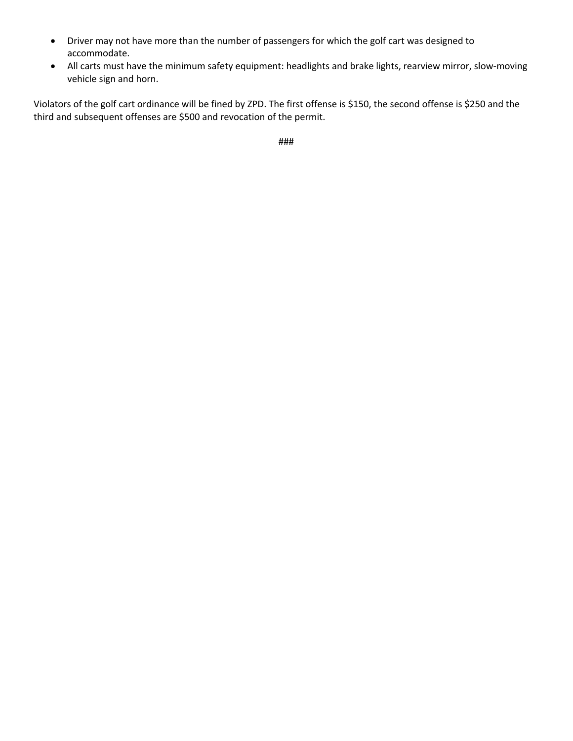- Driver may not have more than the number of passengers for which the golf cart was designed to accommodate.
- All carts must have the minimum safety equipment: headlights and brake lights, rearview mirror, slow-moving vehicle sign and horn.

Violators of the golf cart ordinance will be fined by ZPD. The first offense is $150, the second offense is $250 and the third and subsequent offenses are $500 and revocation of the permit.

###